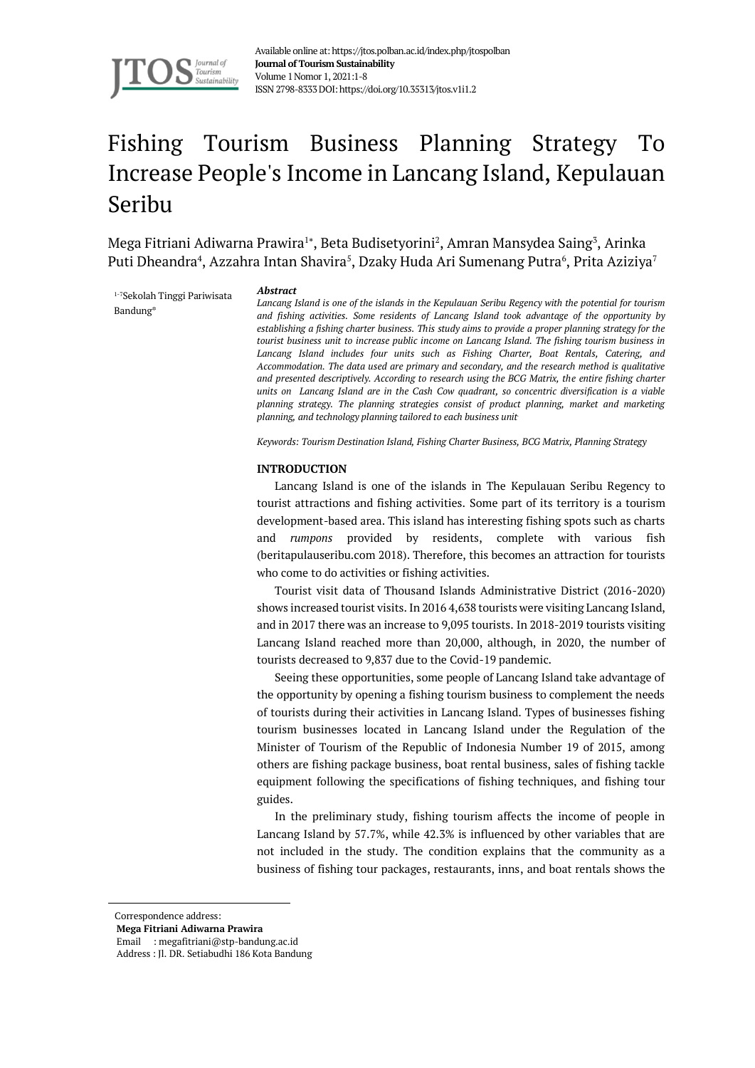Available online at: https://jtos.polban.ac.id/index.php/jtospolban
**Journal of Tourism Sustainability**
Volume 1 Nomor 1, 2021:1-8
ISSN 2798-8333 DOI: https://doi.org/10.35313/jtos.v1i1.2

# Fishing Tourism Business Planning Strategy To Increase People's Income in Lancang Island, Kepulauan Seribu

Mega Fitriani Adiwarna Prawira[1*], Beta Budisetyorini[2], Amran Mansydea Saing[3], Arinka Puti Dheandra[4], Azzahra Intan Shavira[5], Dzaky Huda Ari Sumenang Putra[6], Prita Aziziya[7]

[1-7]Sekolah Tinggi Pariwisata Bandung*

***Abstract***

*Lancang Island is one of the islands in the Kepulauan Seribu Regency with the potential for tourism and fishing activities. Some residents of Lancang Island took advantage of the opportunity by establishing a fishing charter business. This study aims to provide a proper planning strategy for the tourist business unit to increase public income on Lancang Island. The fishing tourism business in Lancang Island includes four units such as Fishing Charter, Boat Rentals, Catering, and Accommodation. The data used are primary and secondary, and the research method is qualitative and presented descriptively. According to research using the BCG Matrix, the entire fishing charter units on Lancang Island are in the Cash Cow quadrant, so concentric diversification is a viable planning strategy. The planning strategies consist of product planning, market and marketing planning, and technology planning tailored to each business unit.*

*Keywords: Tourism Destination Island, Fishing Charter Business, BCG Matrix, Planning Strategy*

## INTRODUCTION

Lancang Island is one of the islands in The Kepulauan Seribu Regency to tourist attractions and fishing activities. Some part of its territory is a tourism development-based area. This island has interesting fishing spots such as charts and *rumpons* provided by residents, complete with various fish (beritapulauseribu.com 2018). Therefore, this becomes an attraction for tourists who come to do activities or fishing activities.

Tourist visit data of Thousand Islands Administrative District (2016-2020) shows increased tourist visits. In 2016 4,638 tourists were visiting Lancang Island, and in 2017 there was an increase to 9,095 tourists. In 2018-2019 tourists visiting Lancang Island reached more than 20,000, although, in 2020, the number of tourists decreased to 9,837 due to the Covid-19 pandemic.

Seeing these opportunities, some people of Lancang Island take advantage of the opportunity by opening a fishing tourism business to complement the needs of tourists during their activities in Lancang Island. Types of businesses fishing tourism businesses located in Lancang Island under the Regulation of the Minister of Tourism of the Republic of Indonesia Number 19 of 2015, among others are fishing package business, boat rental business, sales of fishing tackle equipment following the specifications of fishing techniques, and fishing tour guides.

In the preliminary study, fishing tourism affects the income of people in Lancang Island by 57.7%, while 42.3% is influenced by other variables that are not included in the study. The condition explains that the community as a business of fishing tour packages, restaurants, inns, and boat rentals shows the

Correspondence address:
**Mega Fitriani Adiwarna Prawira**
Email : megafitriani@stp-bandung.ac.id
Address : Jl. DR. Setiabudhi 186 Kota Bandung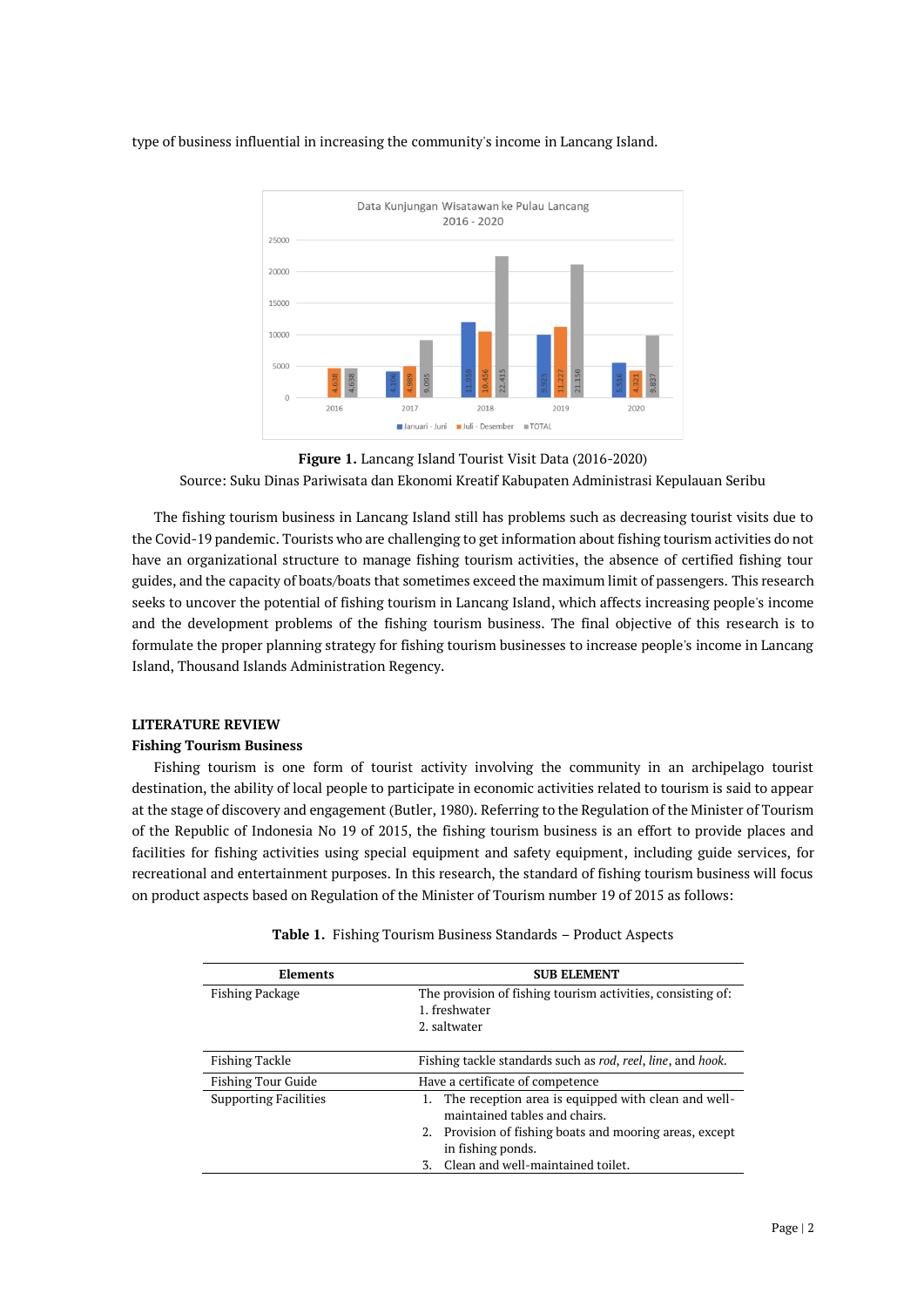type of business influential in increasing the community's income in Lancang Island.

**Figure 1.** Lancang Island Tourist Visit Data (2016-2020)
Source: Suku Dinas Pariwisata dan Ekonomi Kreatif Kabupaten Administrasi Kepulauan Seribu

The fishing tourism business in Lancang Island still has problems such as decreasing tourist visits due to the Covid-19 pandemic. Tourists who are challenging to get information about fishing tourism activities do not have an organizational structure to manage fishing tourism activities, the absence of certified fishing tour guides, and the capacity of boats/boats that sometimes exceed the maximum limit of passengers. This research seeks to uncover the potential of fishing tourism in Lancang Island, which affects increasing people's income and the development problems of the fishing tourism business. The final objective of this research is to formulate the proper planning strategy for fishing tourism businesses to increase people's income in Lancang Island, Thousand Islands Administration Regency.

## LITERATURE REVIEW

### Fishing Tourism Business

Fishing tourism is one form of tourist activity involving the community in an archipelago tourist destination, the ability of local people to participate in economic activities related to tourism is said to appear at the stage of discovery and engagement (Butler, 1980). Referring to the Regulation of the Minister of Tourism of the Republic of Indonesia No 19 of 2015, the fishing tourism business is an effort to provide places and facilities for fishing activities using special equipment and safety equipment, including guide services, for recreational and entertainment purposes. In this research, the standard of fishing tourism business will focus on product aspects based on Regulation of the Minister of Tourism number 19 of 2015 as follows:

**Table 1.** Fishing Tourism Business Standards – Product Aspects

| Elements | SUB ELEMENT |
|---|---|
| Fishing Package | The provision of fishing tourism activities, consisting of:<br>1. freshwater<br>2. saltwater |
| Fishing Tackle | Fishing tackle standards such as *rod*, *reel*, *line*, and *hook*. |
| Fishing Tour Guide | Have a certificate of competence |
| Supporting Facilities | 1. The reception area is equipped with clean and well-maintained tables and chairs.<br>2. Provision of fishing boats and mooring areas, except in fishing ponds.<br>3. Clean and well-maintained toilet. |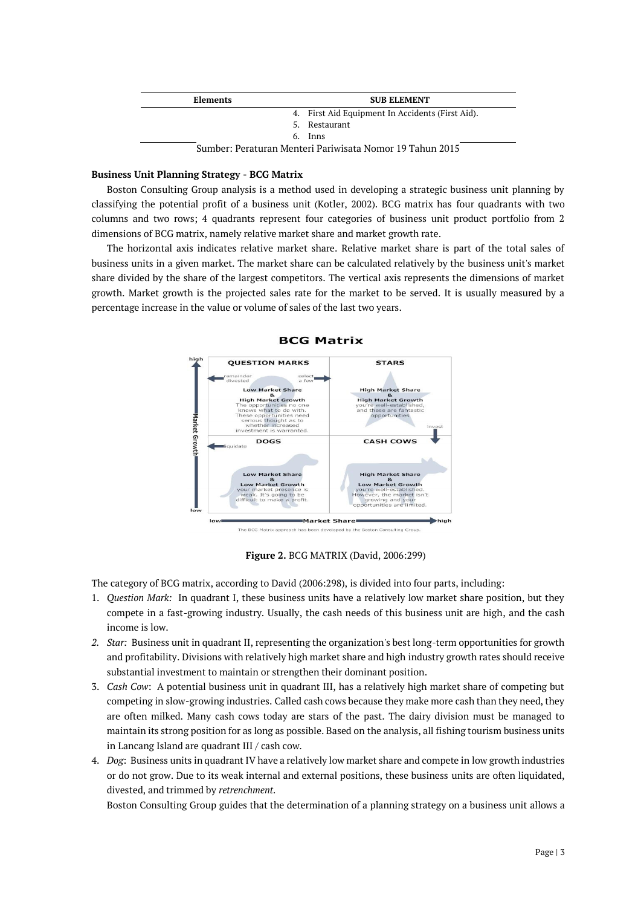| Elements | SUB ELEMENT |
|---|---|
| | 4. First Aid Equipment In Accidents (First Aid). |
| | 5. Restaurant |
| | 6. Inns |

Sumber: Peraturan Menteri Pariwisata Nomor 19 Tahun 2015

**Business Unit Planning Strategy - BCG Matrix**

Boston Consulting Group analysis is a method used in developing a strategic business unit planning by classifying the potential profit of a business unit (Kotler, 2002). BCG matrix has four quadrants with two columns and two rows; 4 quadrants represent four categories of business unit product portfolio from 2 dimensions of BCG matrix, namely relative market share and market growth rate.

The horizontal axis indicates relative market share. Relative market share is part of the total sales of business units in a given market. The market share can be calculated relatively by the business unit's market share divided by the share of the largest competitors. The vertical axis represents the dimensions of market growth. Market growth is the projected sales rate for the market to be served. It is usually measured by a percentage increase in the value or volume of sales of the last two years.

**Figure 2.** BCG MATRIX (David, 2006:299)

The category of BCG matrix, according to David (2006:298), is divided into four parts, including:

1. *Question Mark:* In quadrant I, these business units have a relatively low market share position, but they compete in a fast-growing industry. Usually, the cash needs of this business unit are high, and the cash income is low.
2. *Star*: Business unit in quadrant II, representing the organization's best long-term opportunities for growth and profitability. Divisions with relatively high market share and high industry growth rates should receive substantial investment to maintain or strengthen their dominant position.
3. *Cash Cow*: A potential business unit in quadrant III, has a relatively high market share of competing but competing in slow-growing industries. Called cash cows because they make more cash than they need, they are often milked. Many cash cows today are stars of the past. The dairy division must be managed to maintain its strong position for as long as possible. Based on the analysis, all fishing tourism business units in Lancang Island are quadrant III / cash cow.
4. *Dog*: Business units in quadrant IV have a relatively low market share and compete in low growth industries or do not grow. Due to its weak internal and external positions, these business units are often liquidated, divested, and trimmed by *retrenchment.*

Boston Consulting Group guides that the determination of a planning strategy on a business unit allows a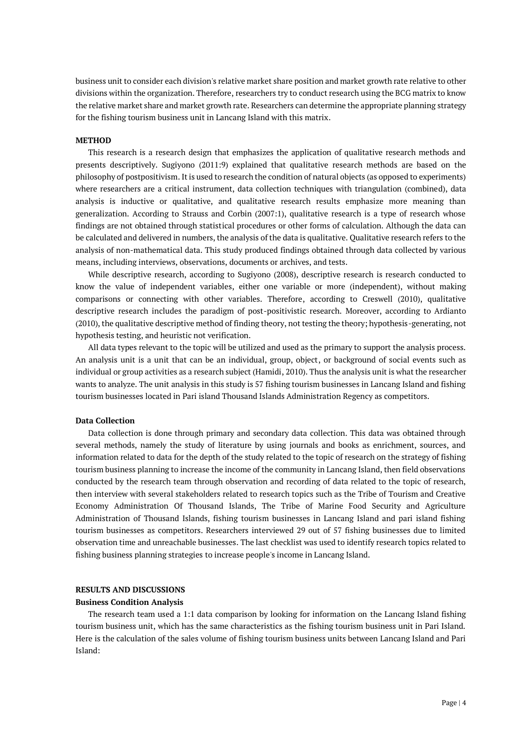business unit to consider each division's relative market share position and market growth rate relative to other divisions within the organization. Therefore, researchers try to conduct research using the BCG matrix to know the relative market share and market growth rate. Researchers can determine the appropriate planning strategy for the fishing tourism business unit in Lancang Island with this matrix.

## METHOD

This research is a research design that emphasizes the application of qualitative research methods and presents descriptively. Sugiyono (2011:9) explained that qualitative research methods are based on the philosophy of postpositivism. It is used to research the condition of natural objects (as opposed to experiments) where researchers are a critical instrument, data collection techniques with triangulation (combined), data analysis is inductive or qualitative, and qualitative research results emphasize more meaning than generalization. According to Strauss and Corbin (2007:1), qualitative research is a type of research whose findings are not obtained through statistical procedures or other forms of calculation. Although the data can be calculated and delivered in numbers, the analysis of the data is qualitative. Qualitative research refers to the analysis of non-mathematical data. This study produced findings obtained through data collected by various means, including interviews, observations, documents or archives, and tests.

While descriptive research, according to Sugiyono (2008), descriptive research is research conducted to know the value of independent variables, either one variable or more (independent), without making comparisons or connecting with other variables. Therefore, according to Creswell (2010), qualitative descriptive research includes the paradigm of post-positivistic research. Moreover, according to Ardianto (2010), the qualitative descriptive method of finding theory, not testing the theory; hypothesis-generating, not hypothesis testing, and heuristic not verification.

All data types relevant to the topic will be utilized and used as the primary to support the analysis process. An analysis unit is a unit that can be an individual, group, object, or background of social events such as individual or group activities as a research subject (Hamidi, 2010). Thus the analysis unit is what the researcher wants to analyze. The unit analysis in this study is 57 fishing tourism businesses in Lancang Island and fishing tourism businesses located in Pari island Thousand Islands Administration Regency as competitors.

### Data Collection

Data collection is done through primary and secondary data collection. This data was obtained through several methods, namely the study of literature by using journals and books as enrichment, sources, and information related to data for the depth of the study related to the topic of research on the strategy of fishing tourism business planning to increase the income of the community in Lancang Island, then field observations conducted by the research team through observation and recording of data related to the topic of research, then interview with several stakeholders related to research topics such as the Tribe of Tourism and Creative Economy Administration Of Thousand Islands, The Tribe of Marine Food Security and Agriculture Administration of Thousand Islands, fishing tourism businesses in Lancang Island and pari island fishing tourism businesses as competitors. Researchers interviewed 29 out of 57 fishing businesses due to limited observation time and unreachable businesses. The last checklist was used to identify research topics related to fishing business planning strategies to increase people's income in Lancang Island.

## RESULTS AND DISCUSSIONS

### Business Condition Analysis

The research team used a 1:1 data comparison by looking for information on the Lancang Island fishing tourism business unit, which has the same characteristics as the fishing tourism business unit in Pari Island. Here is the calculation of the sales volume of fishing tourism business units between Lancang Island and Pari Island: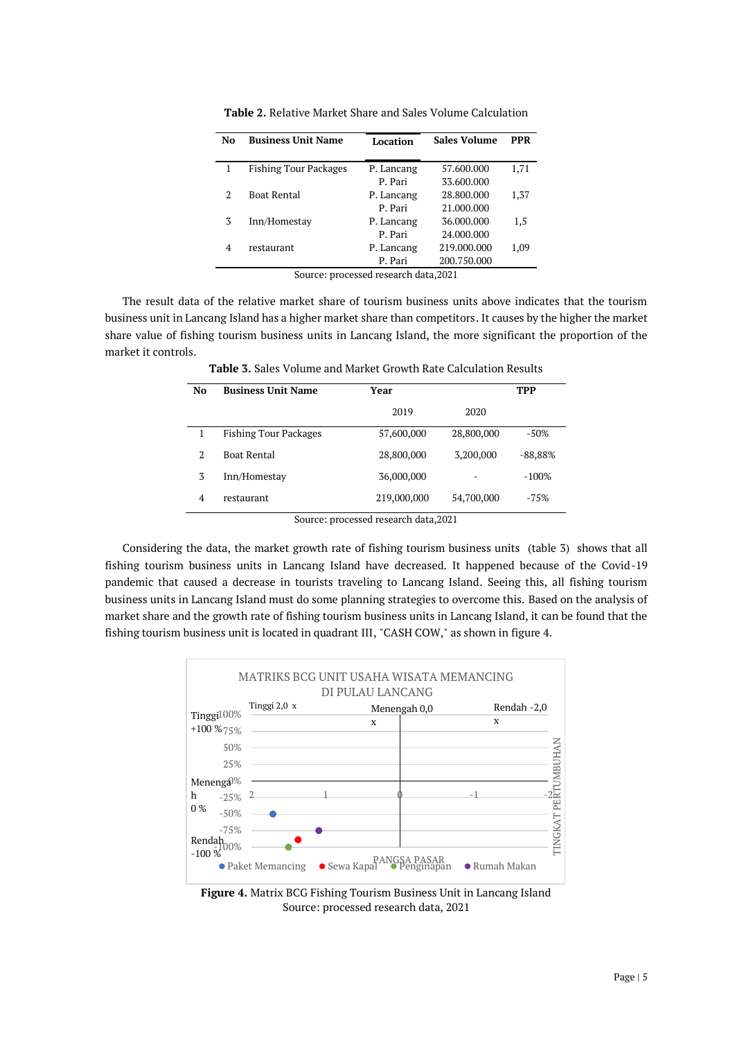**Table 2.** Relative Market Share and Sales Volume Calculation

| No | Business Unit Name | Location | Sales Volume | PPR |
|---|---|---|---|---|
| 1 | Fishing Tour Packages | P. Lancang | 57.600.000 | 1,71 |
| | | P. Pari | 33.600.000 | |
| 2 | Boat Rental | P. Lancang | 28.800.000 | 1,37 |
| | | P. Pari | 21.000.000 | |
| 3 | Inn/Homestay | P. Lancang | 36.000.000 | 1,5 |
| | | P. Pari | 24.000.000 | |
| 4 | restaurant | P. Lancang | 219.000.000 | 1,09 |
| | | P. Pari | 200.750.000 | |

Source: processed research data,2021

The result data of the relative market share of tourism business units above indicates that the tourism business unit in Lancang Island has a higher market share than competitors. It causes by the higher the market share value of fishing tourism business units in Lancang Island, the more significant the proportion of the market it controls.

**Table 3.** Sales Volume and Market Growth Rate Calculation Results

| No | Business Unit Name | Year | | TPP |
|---|---|---|---|---|
| | | 2019 | 2020 | |
| 1 | Fishing Tour Packages | 57,600,000 | 28,800,000 | -50% |
| 2 | Boat Rental | 28,800,000 | 3,200,000 | -88,88% |
| 3 | Inn/Homestay | 36,000,000 | - | -100% |
| 4 | restaurant | 219,000,000 | 54,700,000 | -75% |

Source: processed research data,2021

Considering the data, the market growth rate of fishing tourism business units (table 3) shows that all fishing tourism business units in Lancang Island have decreased. It happened because of the Covid-19 pandemic that caused a decrease in tourists traveling to Lancang Island. Seeing this, all fishing tourism business units in Lancang Island must do some planning strategies to overcome this. Based on the analysis of market share and the growth rate of fishing tourism business units in Lancang Island, it can be found that the fishing tourism business unit is located in quadrant III, "CASH COW," as shown in figure 4.

**Figure 4.** Matrix BCG Fishing Tourism Business Unit in Lancang Island
Source: processed research data, 2021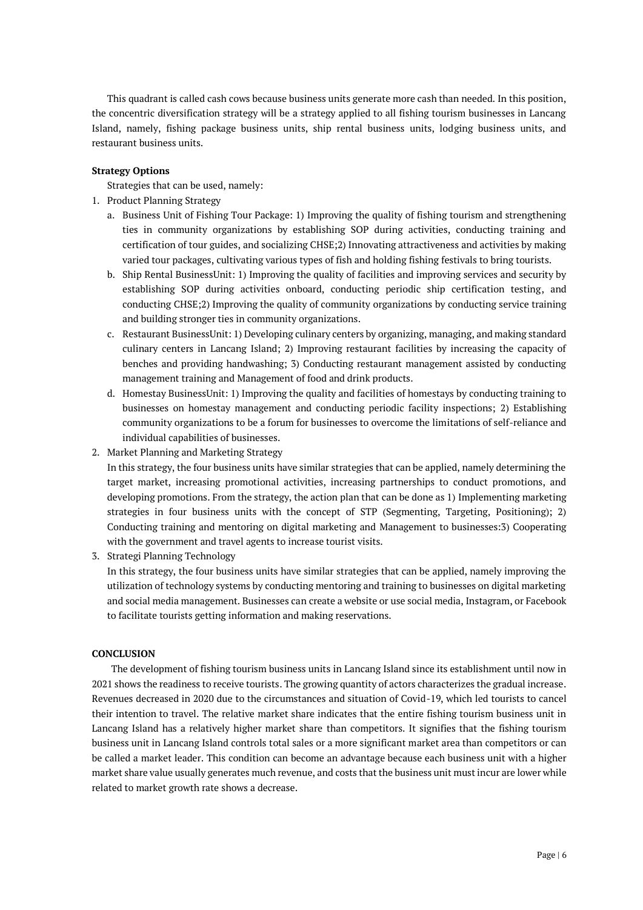This quadrant is called cash cows because business units generate more cash than needed. In this position, the concentric diversification strategy will be a strategy applied to all fishing tourism businesses in Lancang Island, namely, fishing package business units, ship rental business units, lodging business units, and restaurant business units.

**Strategy Options**

Strategies that can be used, namely:

1. Product Planning Strategy
   a. Business Unit of Fishing Tour Package: 1) Improving the quality of fishing tourism and strengthening ties in community organizations by establishing SOP during activities, conducting training and certification of tour guides, and socializing CHSE;2) Innovating attractiveness and activities by making varied tour packages, cultivating various types of fish and holding fishing festivals to bring tourists.
   b. Ship Rental BusinessUnit: 1) Improving the quality of facilities and improving services and security by establishing SOP during activities onboard, conducting periodic ship certification testing, and conducting CHSE;2) Improving the quality of community organizations by conducting service training and building stronger ties in community organizations.
   c. Restaurant BusinessUnit: 1) Developing culinary centers by organizing, managing, and making standard culinary centers in Lancang Island; 2) Improving restaurant facilities by increasing the capacity of benches and providing handwashing; 3) Conducting restaurant management assisted by conducting management training and Management of food and drink products.
   d. Homestay BusinessUnit: 1) Improving the quality and facilities of homestays by conducting training to businesses on homestay management and conducting periodic facility inspections; 2) Establishing community organizations to be a forum for businesses to overcome the limitations of self-reliance and individual capabilities of businesses.
2. Market Planning and Marketing Strategy
   In this strategy, the four business units have similar strategies that can be applied, namely determining the target market, increasing promotional activities, increasing partnerships to conduct promotions, and developing promotions. From the strategy, the action plan that can be done as 1) Implementing marketing strategies in four business units with the concept of STP (Segmenting, Targeting, Positioning); 2) Conducting training and mentoring on digital marketing and Management to businesses:3) Cooperating with the government and travel agents to increase tourist visits.
3. Strategi Planning Technology
   In this strategy, the four business units have similar strategies that can be applied, namely improving the utilization of technology systems by conducting mentoring and training to businesses on digital marketing and social media management. Businesses can create a website or use social media, Instagram, or Facebook to facilitate tourists getting information and making reservations.

**CONCLUSION**

The development of fishing tourism business units in Lancang Island since its establishment until now in 2021 shows the readiness to receive tourists. The growing quantity of actors characterizes the gradual increase. Revenues decreased in 2020 due to the circumstances and situation of Covid-19, which led tourists to cancel their intention to travel. The relative market share indicates that the entire fishing tourism business unit in Lancang Island has a relatively higher market share than competitors. It signifies that the fishing tourism business unit in Lancang Island controls total sales or a more significant market area than competitors or can be called a market leader. This condition can become an advantage because each business unit with a higher market share value usually generates much revenue, and costs that the business unit must incur are lower while related to market growth rate shows a decrease.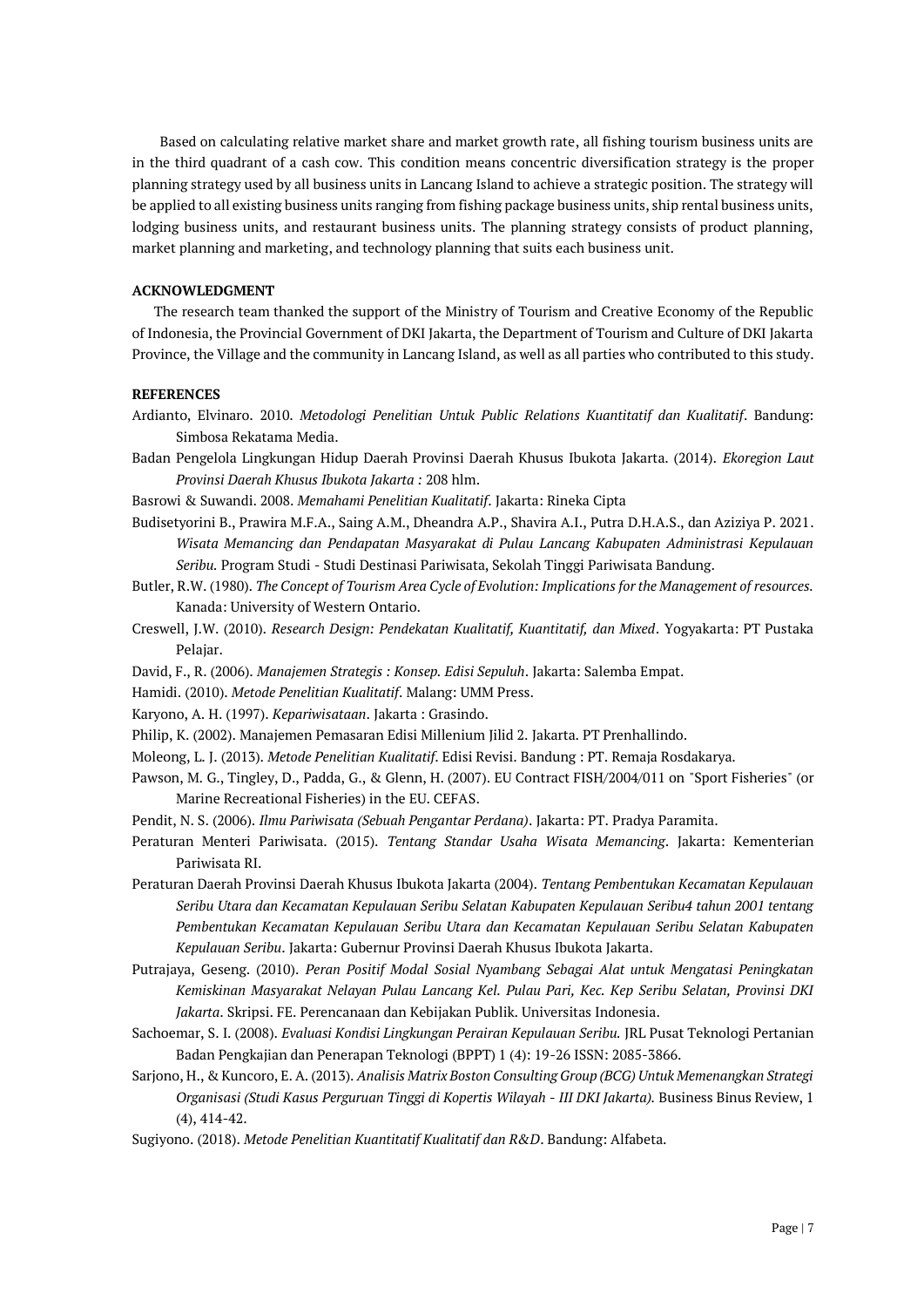Based on calculating relative market share and market growth rate, all fishing tourism business units are in the third quadrant of a cash cow. This condition means concentric diversification strategy is the proper planning strategy used by all business units in Lancang Island to achieve a strategic position. The strategy will be applied to all existing business units ranging from fishing package business units, ship rental business units, lodging business units, and restaurant business units. The planning strategy consists of product planning, market planning and marketing, and technology planning that suits each business unit.

**ACKNOWLEDGMENT**

The research team thanked the support of the Ministry of Tourism and Creative Economy of the Republic of Indonesia, the Provincial Government of DKI Jakarta, the Department of Tourism and Culture of DKI Jakarta Province, the Village and the community in Lancang Island, as well as all parties who contributed to this study.

**REFERENCES**

Ardianto, Elvinaro. 2010. *Metodologi Penelitian Untuk Public Relations Kuantitatif dan Kualitatif*. Bandung: Simbosa Rekatama Media.

Badan Pengelola Lingkungan Hidup Daerah Provinsi Daerah Khusus Ibukota Jakarta. (2014). *Ekoregion Laut Provinsi Daerah Khusus Ibukota Jakarta* : 208 hlm.

Basrowi & Suwandi. 2008. *Memahami Penelitian Kualitatif*. Jakarta: Rineka Cipta

Budisetyorini B., Prawira M.F.A., Saing A.M., Dheandra A.P., Shavira A.I., Putra D.H.A.S., dan Aziziya P. 2021. *Wisata Memancing dan Pendapatan Masyarakat di Pulau Lancang Kabupaten Administrasi Kepulauan Seribu.* Program Studi - Studi Destinasi Pariwisata, Sekolah Tinggi Pariwisata Bandung.

Butler, R.W. (1980). *The Concept of Tourism Area Cycle of Evolution: Implications for the Management of resources.* Kanada: University of Western Ontario.

Creswell, J.W. (2010). *Research Design: Pendekatan Kualitatif, Kuantitatif, dan Mixed*. Yogyakarta: PT Pustaka Pelajar.

David, F., R. (2006). *Manajemen Strategis : Konsep. Edisi Sepuluh*. Jakarta: Salemba Empat.

Hamidi. (2010). *Metode Penelitian Kualitatif*. Malang: UMM Press.

Karyono, A. H. (1997). *Kepariwisataan*. Jakarta : Grasindo.

Philip, K. (2002). Manajemen Pemasaran Edisi Millenium Jilid 2. Jakarta. PT Prenhallindo.

Moleong, L. J. (2013). *Metode Penelitian Kualitatif*. Edisi Revisi. Bandung : PT. Remaja Rosdakarya.

Pawson, M. G., Tingley, D., Padda, G., & Glenn, H. (2007). EU Contract FISH/2004/011 on "Sport Fisheries" (or Marine Recreational Fisheries) in the EU. CEFAS.

Pendit, N. S. (2006). *Ilmu Pariwisata (Sebuah Pengantar Perdana)*. Jakarta: PT. Pradya Paramita.

Peraturan Menteri Pariwisata. (2015). *Tentang Standar Usaha Wisata Memancing*. Jakarta: Kementerian Pariwisata RI.

Peraturan Daerah Provinsi Daerah Khusus Ibukota Jakarta (2004). *Tentang Pembentukan Kecamatan Kepulauan Seribu Utara dan Kecamatan Kepulauan Seribu Selatan Kabupaten Kepulauan Seribu4 tahun 2001 tentang Pembentukan Kecamatan Kepulauan Seribu Utara dan Kecamatan Kepulauan Seribu Selatan Kabupaten Kepulauan Seribu*. Jakarta: Gubernur Provinsi Daerah Khusus Ibukota Jakarta.

Putrajaya, Geseng. (2010). *Peran Positif Modal Sosial Nyambang Sebagai Alat untuk Mengatasi Peningkatan Kemiskinan Masyarakat Nelayan Pulau Lancang Kel. Pulau Pari, Kec. Kep Seribu Selatan, Provinsi DKI Jakarta*. Skripsi. FE. Perencanaan dan Kebijakan Publik. Universitas Indonesia.

Sachoemar, S. I. (2008). *Evaluasi Kondisi Lingkungan Perairan Kepulauan Seribu.* JRL Pusat Teknologi Pertanian Badan Pengkajian dan Penerapan Teknologi (BPPT) 1 (4): 19-26 ISSN: 2085-3866.

Sarjono, H., & Kuncoro, E. A. (2013). *Analisis Matrix Boston Consulting Group (BCG) Untuk Memenangkan Strategi Organisasi (Studi Kasus Perguruan Tinggi di Kopertis Wilayah - III DKI Jakarta).* Business Binus Review, 1 (4), 414-42.

Sugiyono. (2018). *Metode Penelitian Kuantitatif Kualitatif dan R&D*. Bandung: Alfabeta.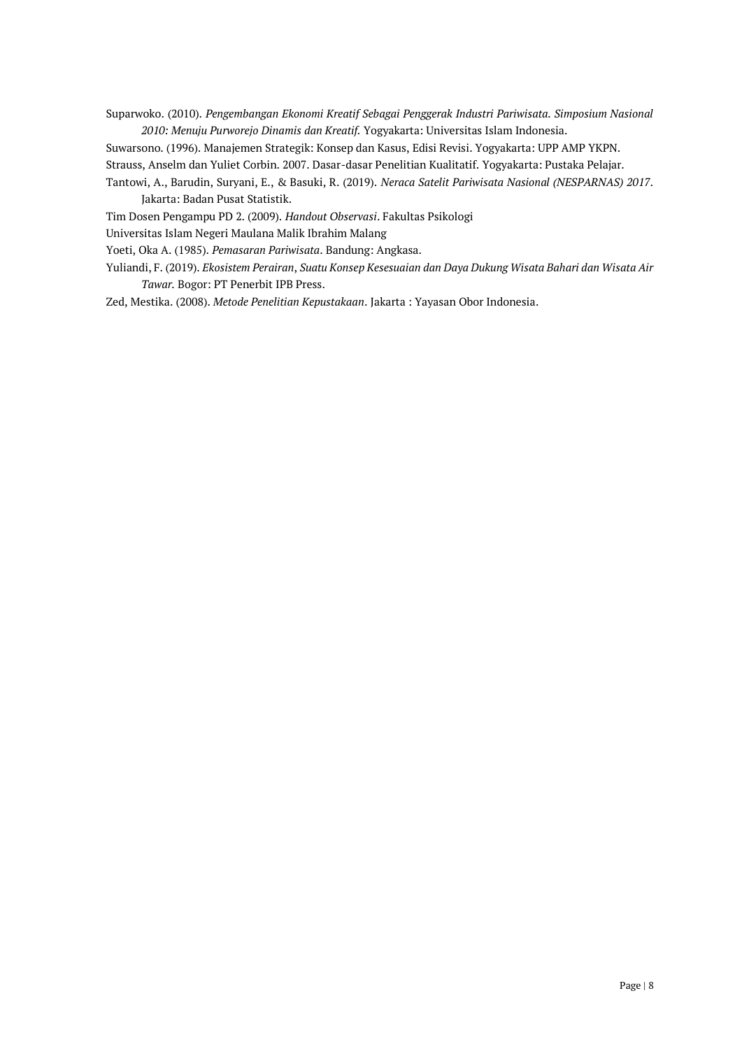Suparwoko. (2010). *Pengembangan Ekonomi Kreatif Sebagai Penggerak Industri Pariwisata. Simposium Nasional 2010: Menuju Purworejo Dinamis dan Kreatif.* Yogyakarta: Universitas Islam Indonesia.

Suwarsono. (1996). Manajemen Strategik: Konsep dan Kasus, Edisi Revisi. Yogyakarta: UPP AMP YKPN.

Strauss, Anselm dan Yuliet Corbin. 2007. Dasar-dasar Penelitian Kualitatif. Yogyakarta: Pustaka Pelajar.

Tantowi, A., Barudin, Suryani, E., & Basuki, R. (2019). *Neraca Satelit Pariwisata Nasional (NESPARNAS) 2017*. Jakarta: Badan Pusat Statistik.

Tim Dosen Pengampu PD 2. (2009). *Handout Observasi*. Fakultas Psikologi

Universitas Islam Negeri Maulana Malik Ibrahim Malang

Yoeti, Oka A. (1985). *Pemasaran Pariwisata*. Bandung: Angkasa.

Yuliandi, F. (2019). *Ekosistem Perairan, Suatu Konsep Kesesuaian dan Daya Dukung Wisata Bahari dan Wisata Air Tawar.* Bogor: PT Penerbit IPB Press.

Zed, Mestika. (2008). *Metode Penelitian Kepustakaan*. Jakarta : Yayasan Obor Indonesia.